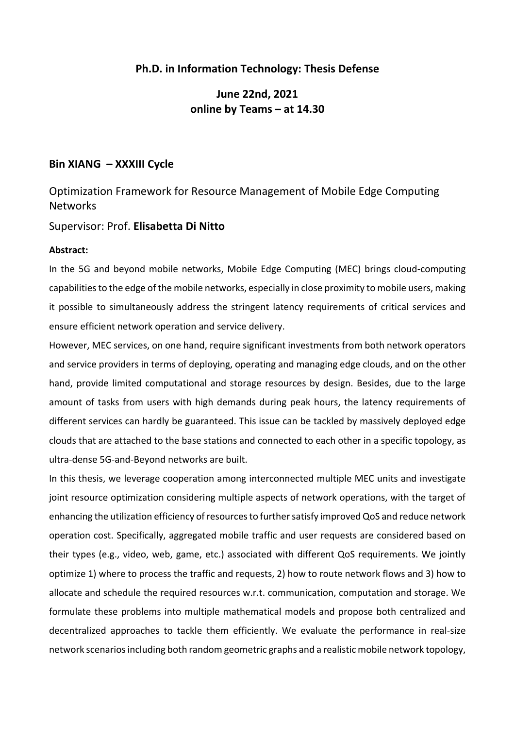**Ph.D. in Information Technology: Thesis Defense**

**June 22nd, 2021**
**online by Teams – at 14.30**

## Bin XIANG – XXXIII Cycle

Optimization Framework for Resource Management of Mobile Edge Computing Networks

Supervisor: Prof. **Elisabetta Di Nitto**

**Abstract:**

In the 5G and beyond mobile networks, Mobile Edge Computing (MEC) brings cloud-computing capabilities to the edge of the mobile networks, especially in close proximity to mobile users, making it possible to simultaneously address the stringent latency requirements of critical services and ensure efficient network operation and service delivery.

However, MEC services, on one hand, require significant investments from both network operators and service providers in terms of deploying, operating and managing edge clouds, and on the other hand, provide limited computational and storage resources by design. Besides, due to the large amount of tasks from users with high demands during peak hours, the latency requirements of different services can hardly be guaranteed. This issue can be tackled by massively deployed edge clouds that are attached to the base stations and connected to each other in a specific topology, as ultra-dense 5G-and-Beyond networks are built.

In this thesis, we leverage cooperation among interconnected multiple MEC units and investigate joint resource optimization considering multiple aspects of network operations, with the target of enhancing the utilization efficiency of resources to further satisfy improved QoS and reduce network operation cost. Specifically, aggregated mobile traffic and user requests are considered based on their types (e.g., video, web, game, etc.) associated with different QoS requirements. We jointly optimize 1) where to process the traffic and requests, 2) how to route network flows and 3) how to allocate and schedule the required resources w.r.t. communication, computation and storage. We formulate these problems into multiple mathematical models and propose both centralized and decentralized approaches to tackle them efficiently. We evaluate the performance in real-size network scenarios including both random geometric graphs and a realistic mobile network topology,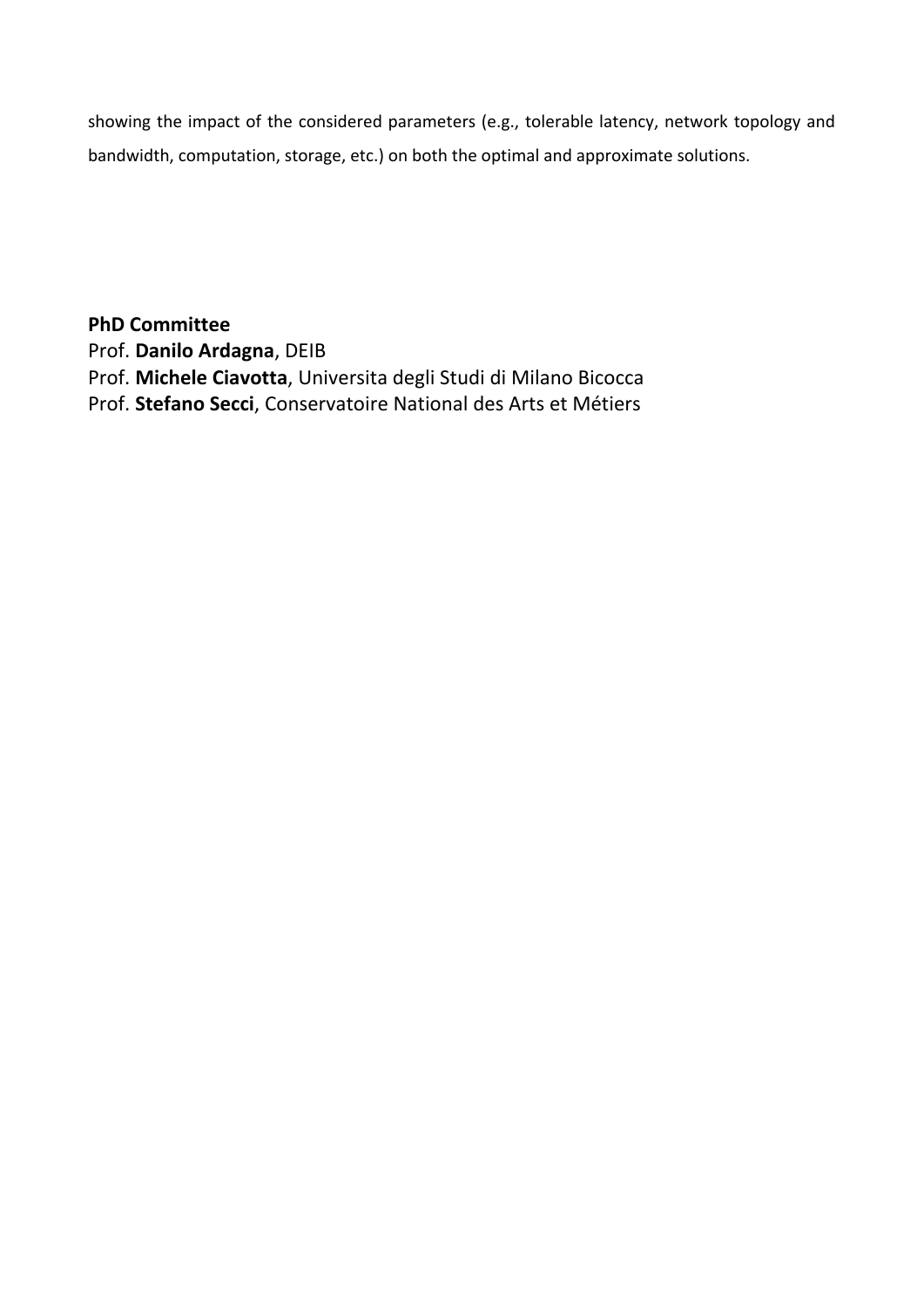showing the impact of the considered parameters (e.g., tolerable latency, network topology and bandwidth, computation, storage, etc.) on both the optimal and approximate solutions.

**PhD Committee**
Prof. **Danilo Ardagna**, DEIB
Prof. **Michele Ciavotta**, Universita degli Studi di Milano Bicocca
Prof. **Stefano Secci**, Conservatoire National des Arts et Métiers